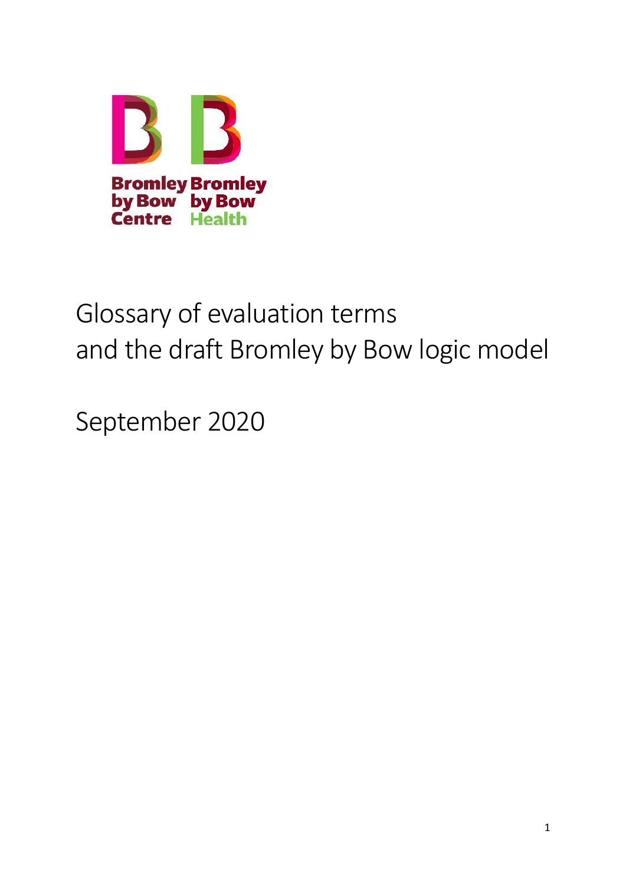Bromley by Bow Centre

Bromley by Bow Health

# Glossary of evaluation terms and the draft Bromley by Bow logic model

September 2020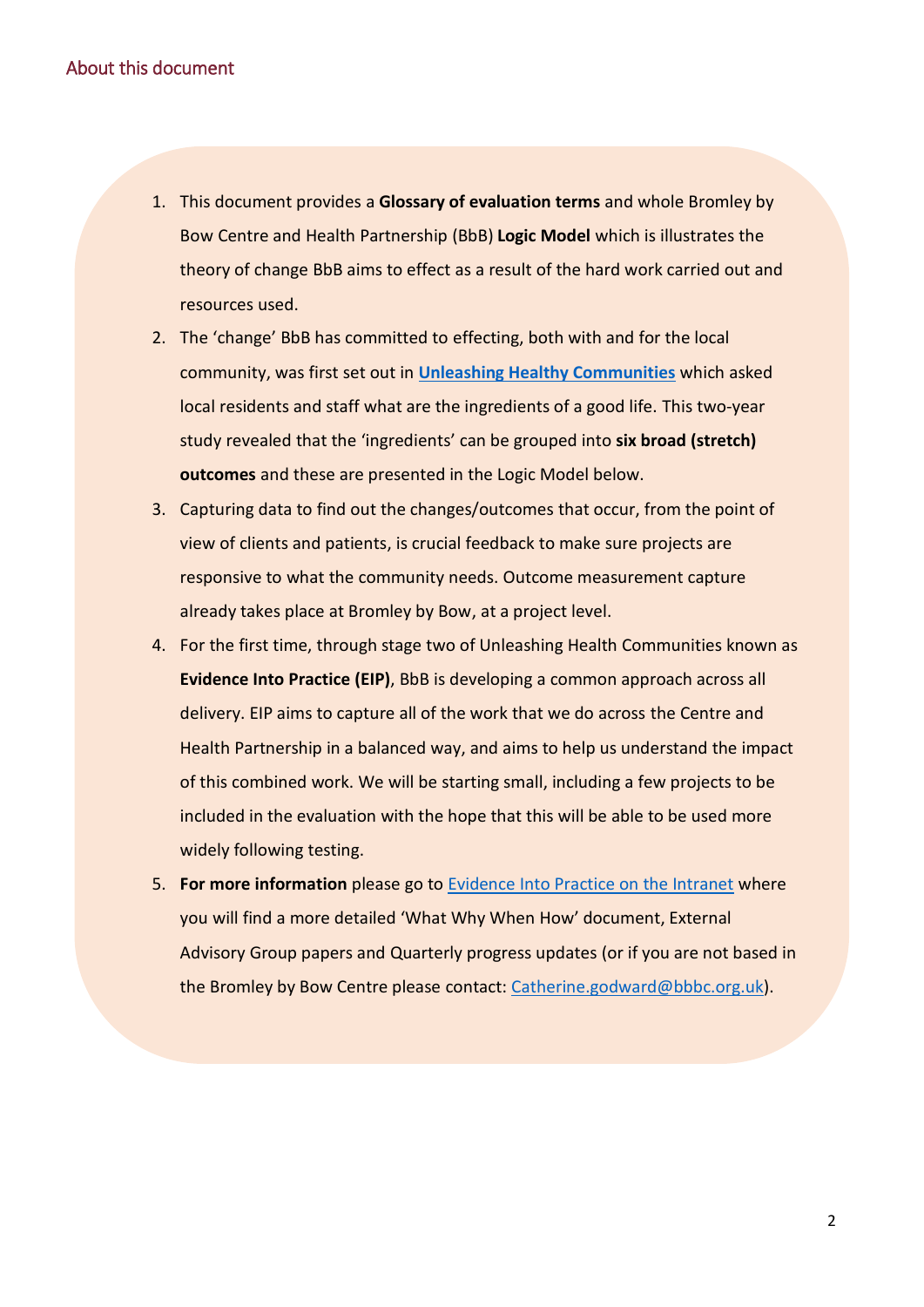## About this document

1. This document provides a **Glossary of evaluation terms** and whole Bromley by Bow Centre and Health Partnership (BbB) **Logic Model** which is illustrates the theory of change BbB aims to effect as a result of the hard work carried out and resources used.
2. The 'change' BbB has committed to effecting, both with and for the local community, was first set out in **Unleashing Healthy Communities** which asked local residents and staff what are the ingredients of a good life. This two-year study revealed that the 'ingredients' can be grouped into **six broad (stretch) outcomes** and these are presented in the Logic Model below.
3. Capturing data to find out the changes/outcomes that occur, from the point of view of clients and patients, is crucial feedback to make sure projects are responsive to what the community needs. Outcome measurement capture already takes place at Bromley by Bow, at a project level.
4. For the first time, through stage two of Unleashing Health Communities known as **Evidence Into Practice (EIP)**, BbB is developing a common approach across all delivery. EIP aims to capture all of the work that we do across the Centre and Health Partnership in a balanced way, and aims to help us understand the impact of this combined work. We will be starting small, including a few projects to be included in the evaluation with the hope that this will be able to be used more widely following testing.
5. **For more information** please go to Evidence Into Practice on the Intranet where you will find a more detailed 'What Why When How' document, External Advisory Group papers and Quarterly progress updates (or if you are not based in the Bromley by Bow Centre please contact: Catherine.godward@bbbc.org.uk).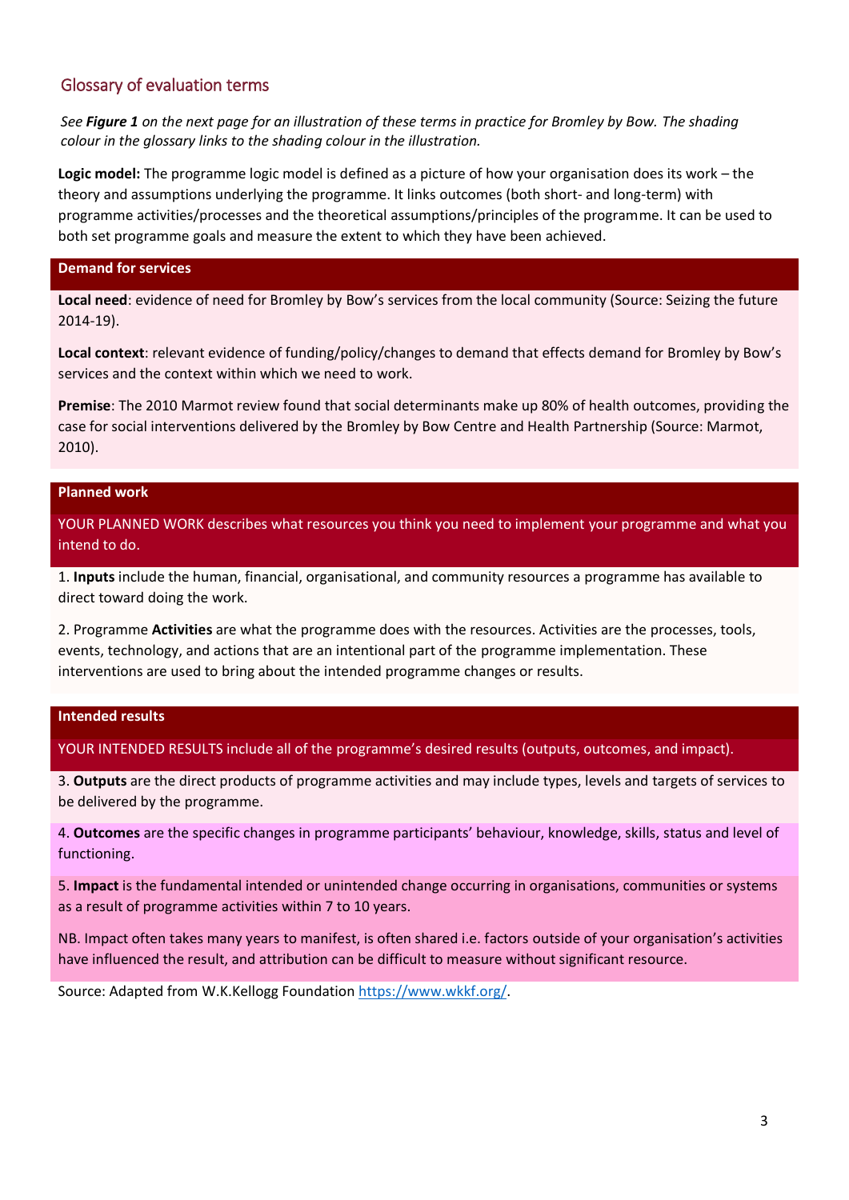## Glossary of evaluation terms

*See **Figure 1** on the next page for an illustration of these terms in practice for Bromley by Bow. The shading colour in the glossary links to the shading colour in the illustration.*

**Logic model:** The programme logic model is defined as a picture of how your organisation does its work – the theory and assumptions underlying the programme. It links outcomes (both short- and long-term) with programme activities/processes and the theoretical assumptions/principles of the programme. It can be used to both set programme goals and measure the extent to which they have been achieved.

### Demand for services

**Local need**: evidence of need for Bromley by Bow's services from the local community (Source: Seizing the future 2014-19).

**Local context**: relevant evidence of funding/policy/changes to demand that effects demand for Bromley by Bow's services and the context within which we need to work.

**Premise**: The 2010 Marmot review found that social determinants make up 80% of health outcomes, providing the case for social interventions delivered by the Bromley by Bow Centre and Health Partnership (Source: Marmot, 2010).

### Planned work

YOUR PLANNED WORK describes what resources you think you need to implement your programme and what you intend to do.

1. **Inputs** include the human, financial, organisational, and community resources a programme has available to direct toward doing the work.

2. Programme **Activities** are what the programme does with the resources. Activities are the processes, tools, events, technology, and actions that are an intentional part of the programme implementation. These interventions are used to bring about the intended programme changes or results.

### Intended results

YOUR INTENDED RESULTS include all of the programme's desired results (outputs, outcomes, and impact).

3. **Outputs** are the direct products of programme activities and may include types, levels and targets of services to be delivered by the programme.

4. **Outcomes** are the specific changes in programme participants' behaviour, knowledge, skills, status and level of functioning.

5. **Impact** is the fundamental intended or unintended change occurring in organisations, communities or systems as a result of programme activities within 7 to 10 years.

NB. Impact often takes many years to manifest, is often shared i.e. factors outside of your organisation's activities have influenced the result, and attribution can be difficult to measure without significant resource.

Source: Adapted from W.K.Kellogg Foundation https://www.wkkf.org/.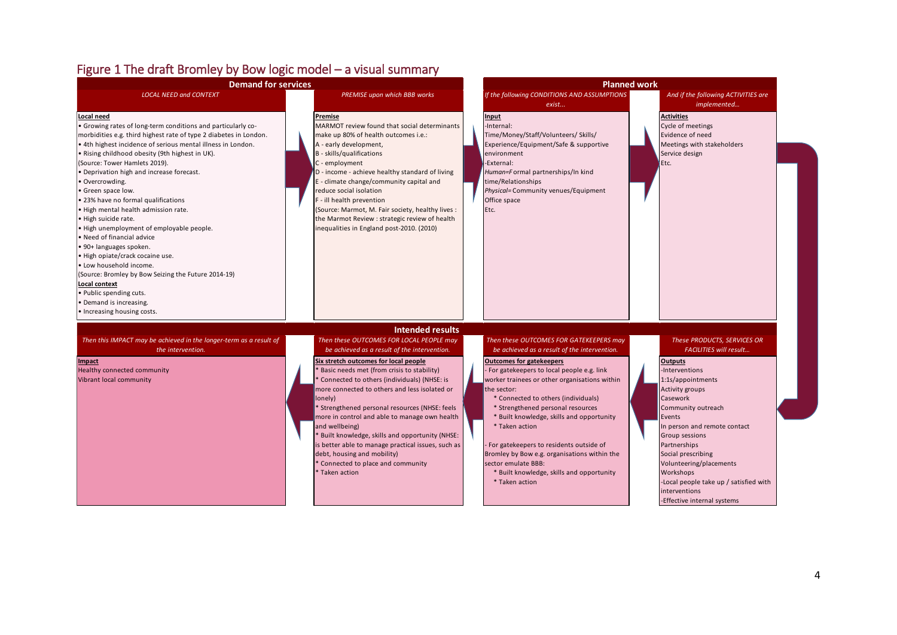# Figure 1 The draft Bromley by Bow logic model – a visual summary

## Demand for services

### *LOCAL NEED and CONTEXT*

**Local need**

- Growing rates of long-term conditions and particularly co-morbidities e.g. third highest rate of type 2 diabetes in London.
- 4th highest incidence of serious mental illness in London.
- Rising childhood obesity (9th highest in UK).

(Source: Tower Hamlets 2019).

- Deprivation high and increase forecast.
- Overcrowding.
- Green space low.
- 23% have no formal qualifications
- High mental health admission rate.
- High suicide rate.
- High unemployment of employable people.
- Need of financial advice
- 90+ languages spoken.
- High opiate/crack cocaine use.
- Low household income.

(Source: Bromley by Bow Seizing the Future 2014-19)

**Local context**

- Public spending cuts.
- Demand is increasing.
- Increasing housing costs.

### *PREMISE upon which BBB works*

**Premise**

MARMOT review found that social determinants make up 80% of health outcomes i.e.:

A - early development,
B - skills/qualifications
C - employment
D - income - achieve healthy standard of living
E - climate change/community capital and reduce social isolation
F - ill health prevention

(Source: Marmot, M. Fair society, healthy lives : the Marmot Review : strategic review of health inequalities in England post-2010. (2010)

## Planned work

### *If the following CONDITIONS AND ASSUMPTIONS exist...*

**Input**

-Internal:
Time/Money/Staff/Volunteers/ Skills/ Experience/Equipment/Safe & supportive environment
-External:
*Human*=Formal partnerships/In kind time/Relationships
*Physical*= Community venues/Equipment
Office space
Etc.

### *And if the following ACTIVITIES are implemented...*

**Activities**

Cycle of meetings
Evidence of need
Meetings with stakeholders
Service design
Etc.

## Intended results

### *These PRODUCTS, SERVICES OR FACILITIES will result...*

**Outputs**

-Interventions
1:1s/appointments
Activity groups
Casework
Community outreach
Events
In person and remote contact
Group sessions
Partnerships
Social prescribing
Volunteering/placements
Workshops
-Local people take up / satisfied with interventions
-Effective internal systems

### *Then these OUTCOMES FOR GATEKEEPERS may be achieved as a result of the intervention.*

**Outcomes for gatekeepers**

- For gatekeepers to local people e.g. link worker trainees or other organisations within the sector:
  * Connected to others (individuals)
  * Strengthened personal resources
  * Built knowledge, skills and opportunity
  * Taken action

- For gatekeepers to residents outside of Bromley by Bow e.g. organisations within the sector emulate BBB:
  * Built knowledge, skills and opportunity
  * Taken action

### *Then these OUTCOMES FOR LOCAL PEOPLE may be achieved as a result of the intervention.*

**Six stretch outcomes for local people**

* Basic needs met (from crisis to stability)
* Connected to others (individuals) (NHSE: is more connected to others and less isolated or lonely)
* Strengthened personal resources (NHSE: feels more in control and able to manage own health and wellbeing)
* Built knowledge, skills and opportunity (NHSE: is better able to manage practical issues, such as debt, housing and mobility)
* Connected to place and community
* Taken action

### *Then this IMPACT may be achieved in the longer-term as a result of the intervention.*

**Impact**

Healthy connected community
Vibrant local community